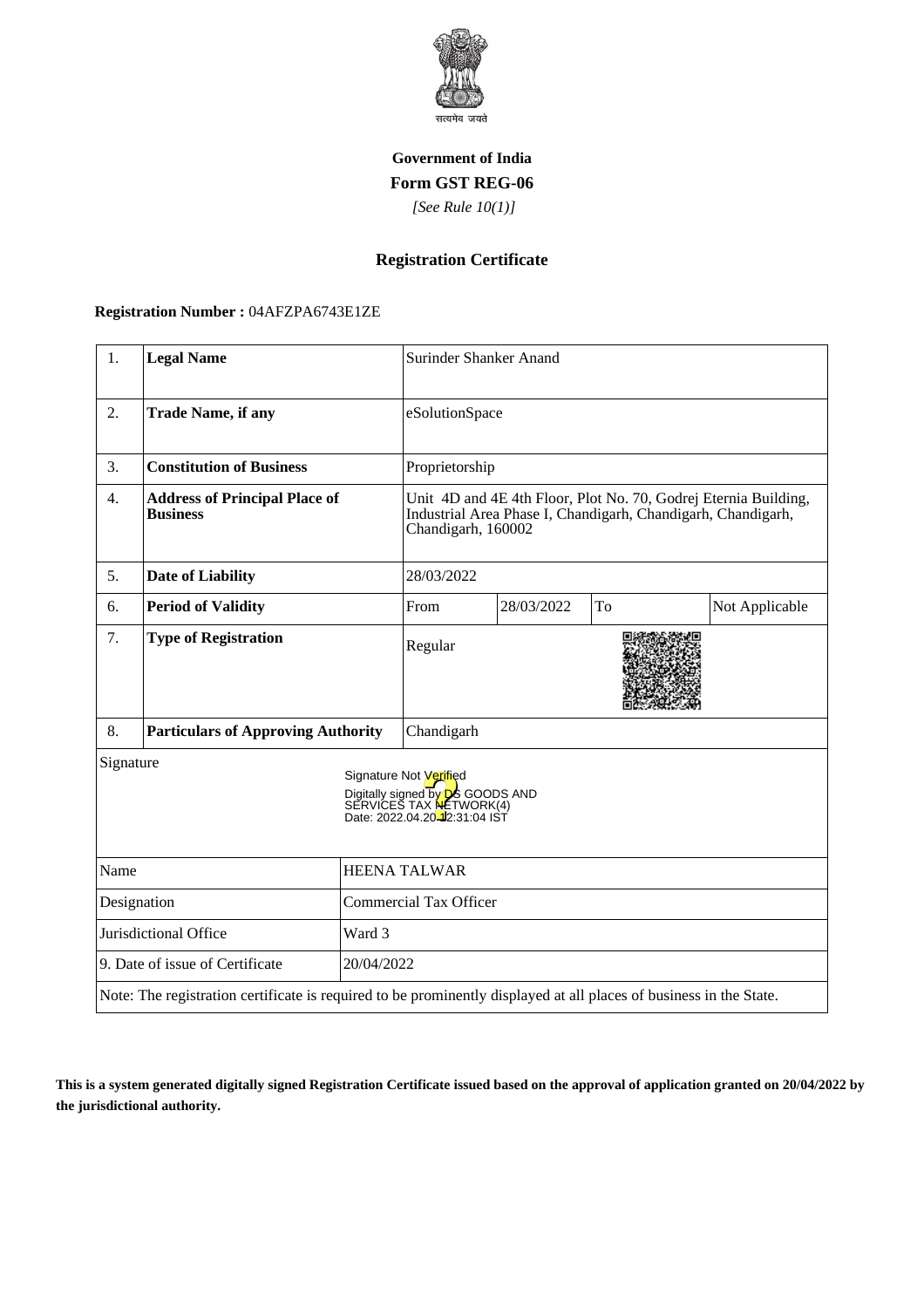सत्यमेव जयते

**Government of India**

**Form GST REG-06**

*[See Rule 10(1)]*

## Registration Certificate

**Registration Number :** 04AFZPA6743E1ZE

| 1. | **Legal Name** | Surinder Shanker Anand | | | |
|---|---|---|---|---|---|
| 2. | **Trade Name, if any** | eSolutionSpace | | | |
| 3. | **Constitution of Business** | Proprietorship | | | |
| 4. | **Address of Principal Place of Business** | Unit 4D and 4E 4th Floor, Plot No. 70, Godrej Eternia Building, Industrial Area Phase I, Chandigarh, Chandigarh, Chandigarh, 160002 | | | |
| 5. | **Date of Liability** | 28/03/2022 | | | |
| 6. | **Period of Validity** | From | 28/03/2022 | To | Not Applicable |
| 7. | **Type of Registration** | Regular | | | |
| 8. | **Particulars of Approving Authority** | Chandigarh | | | |

Signature

Signature Not Verified
Digitally signed by DS GOODS AND SERVICES TAX NETWORK(4)
Date: 2022.04.20 12:31:04 IST

| Name | HEENA TALWAR |
|---|---|
| Designation | Commercial Tax Officer |
| Jurisdictional Office | Ward 3 |
| 9. Date of issue of Certificate | 20/04/2022 |

Note: The registration certificate is required to be prominently displayed at all places of business in the State.

**This is a system generated digitally signed Registration Certificate issued based on the approval of application granted on 20/04/2022 by the jurisdictional authority.**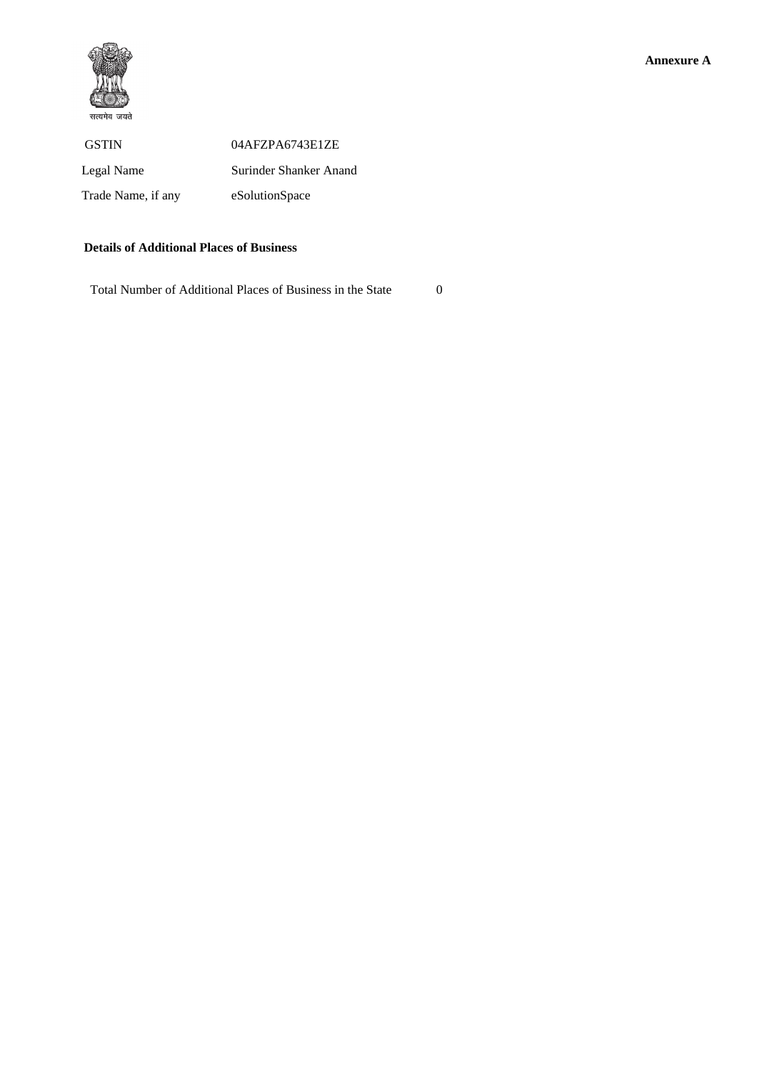**Annexure A**

सत्यमेव जयते

| | |
|---|---|
| GSTIN | 04AFZPA6743E1ZE |
| Legal Name | Surinder Shanker Anand |
| Trade Name, if any | eSolutionSpace |

**Details of Additional Places of Business**

Total Number of Additional Places of Business in the State 0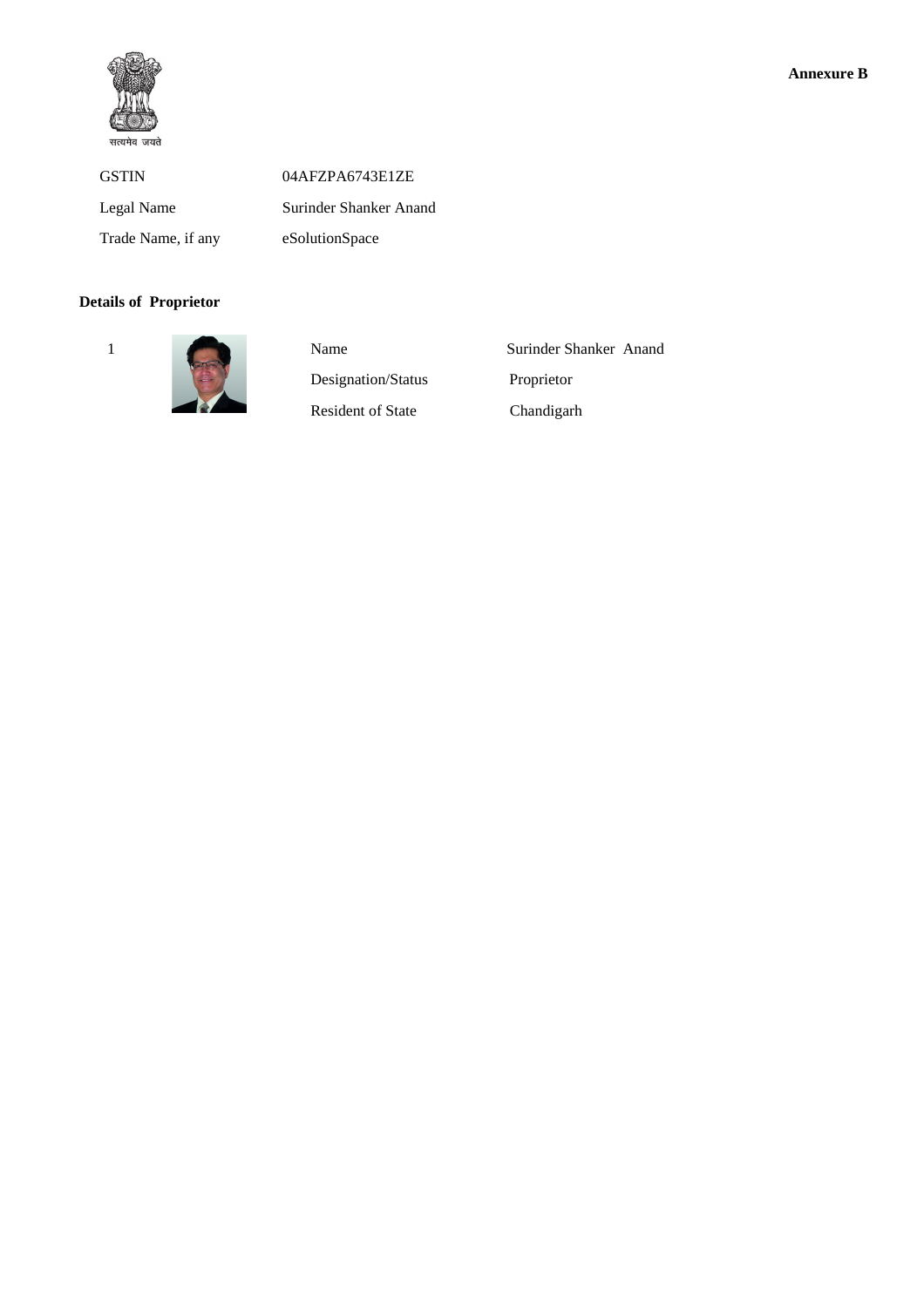**Annexure B**

सत्यमेव जयते

| | |
|---|---|
| GSTIN | 04AFZPA6743E1ZE |
| Legal Name | Surinder Shanker Anand |
| Trade Name, if any | eSolutionSpace |

**Details of Proprietor**

| | | |
|---|---|---|
| 1 | Name | Surinder Shanker Anand |
| | Designation/Status | Proprietor |
| | Resident of State | Chandigarh |